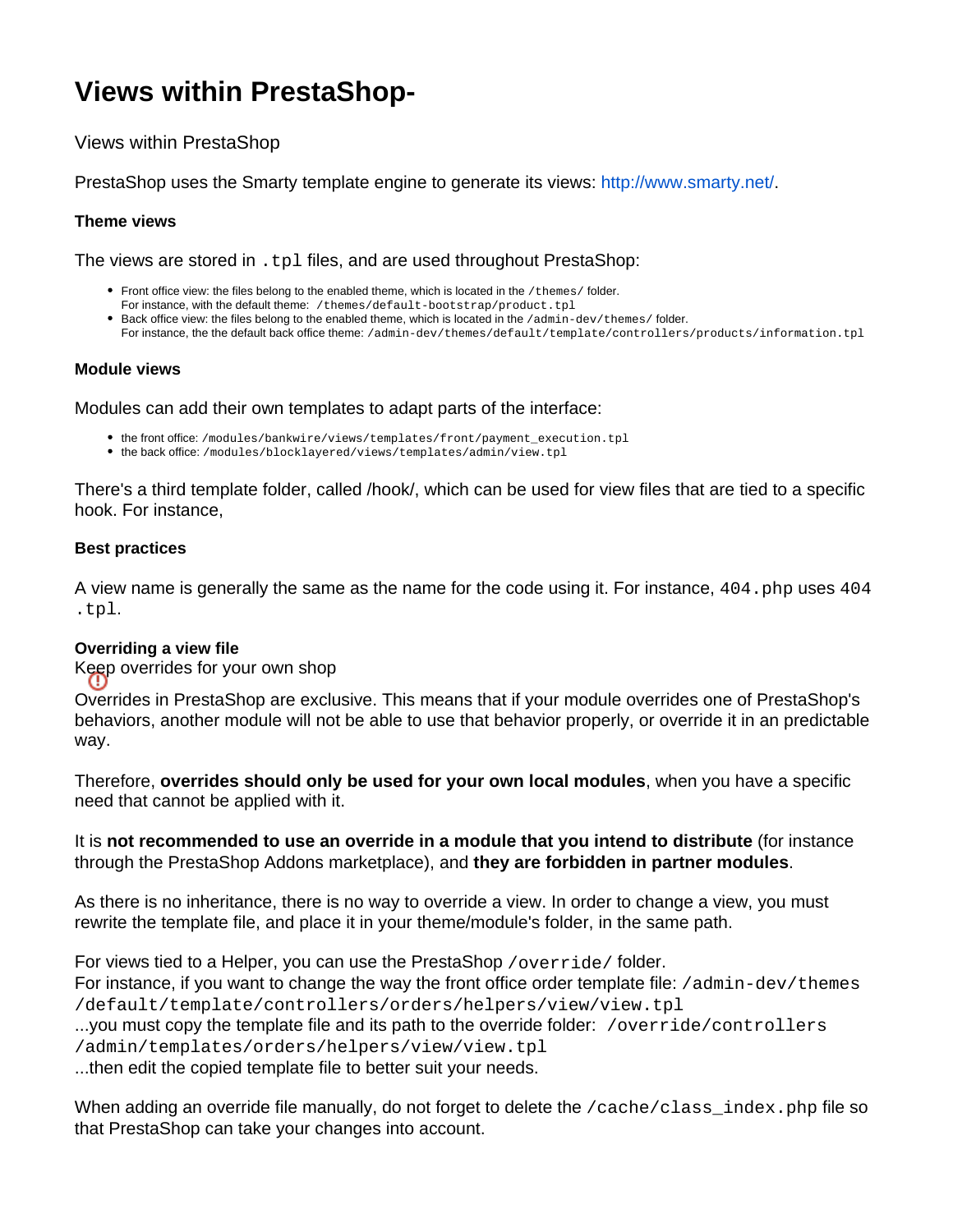# Views within PrestaShop-

Views within PrestaShop

PrestaShop uses the Smarty template engine to generate its views: http://www.smarty.net/.

#### Theme views

The views are stored in `.tpl` files, and are used throughout PrestaShop:

- Front office view: the files belong to the enabled theme, which is located in the `/themes/` folder.
  For instance, with the default theme: `/themes/default-bootstrap/product.tpl`
- Back office view: the files belong to the enabled theme, which is located in the `/admin-dev/themes/` folder.
  For instance, the the default back office theme: `/admin-dev/themes/default/template/controllers/products/information.tpl`

#### Module views

Modules can add their own templates to adapt parts of the interface:

- the front office: `/modules/bankwire/views/templates/front/payment_execution.tpl`
- the back office: `/modules/blocklayered/views/templates/admin/view.tpl`

There's a third template folder, called /hook/, which can be used for view files that are tied to a specific hook. For instance,

#### Best practices

A view name is generally the same as the name for the code using it. For instance, `404.php` uses `404.tpl`.

#### Overriding a view file

Keep overrides for your own shop

Overrides in PrestaShop are exclusive. This means that if your module overrides one of PrestaShop's behaviors, another module will not be able to use that behavior properly, or override it in an predictable way.

Therefore, **overrides should only be used for your own local modules**, when you have a specific need that cannot be applied with it.

It is **not recommended to use an override in a module that you intend to distribute** (for instance through the PrestaShop Addons marketplace), and **they are forbidden in partner modules**.

As there is no inheritance, there is no way to override a view. In order to change a view, you must rewrite the template file, and place it in your theme/module's folder, in the same path.

For views tied to a Helper, you can use the PrestaShop `/override/` folder.
For instance, if you want to change the way the front office order template file: `/admin-dev/themes/default/template/controllers/orders/helpers/view/view.tpl`
...you must copy the template file and its path to the override folder: `/override/controllers/admin/templates/orders/helpers/view/view.tpl`
...then edit the copied template file to better suit your needs.

When adding an override file manually, do not forget to delete the `/cache/class_index.php` file so that PrestaShop can take your changes into account.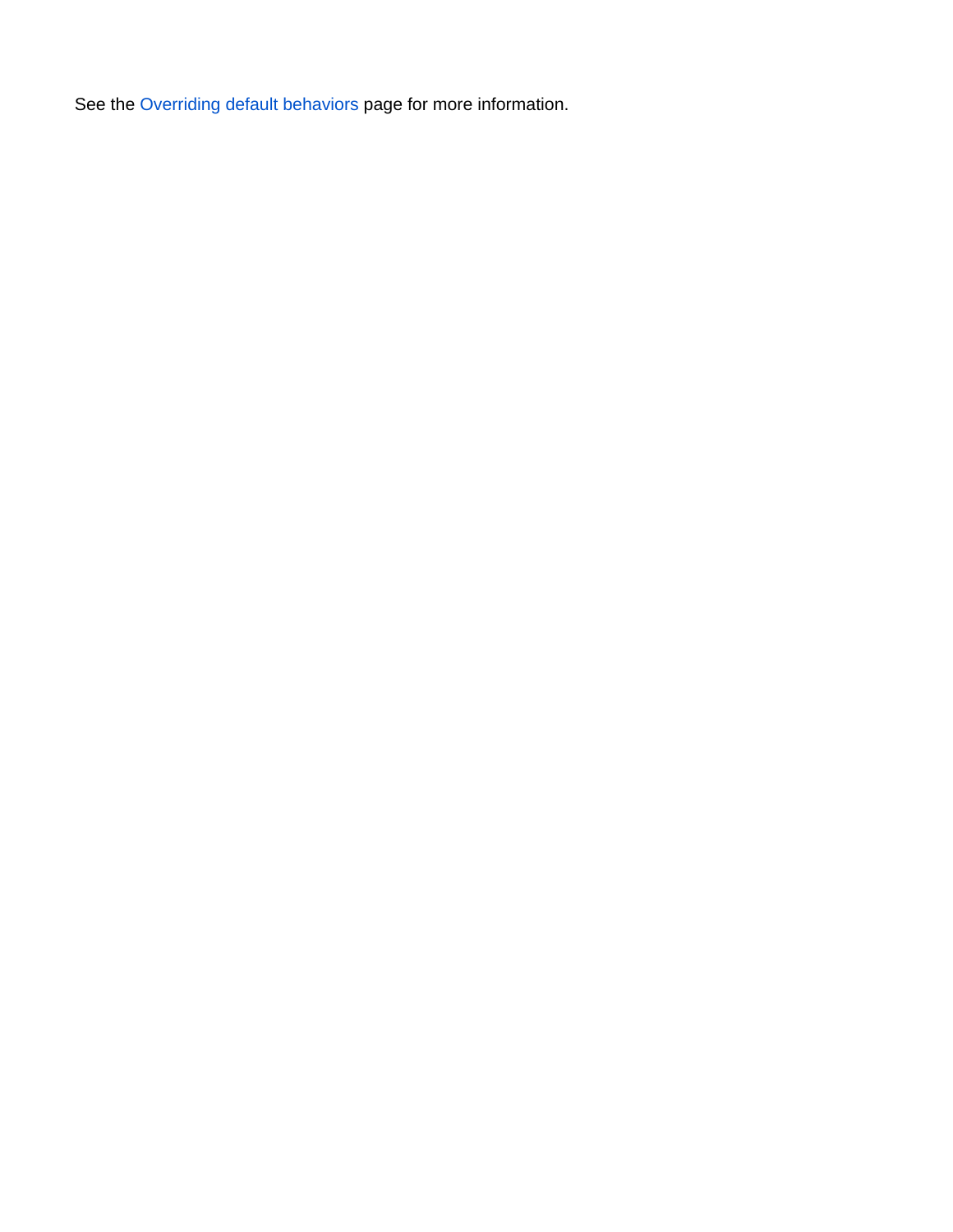See the Overriding default behaviors page for more information.